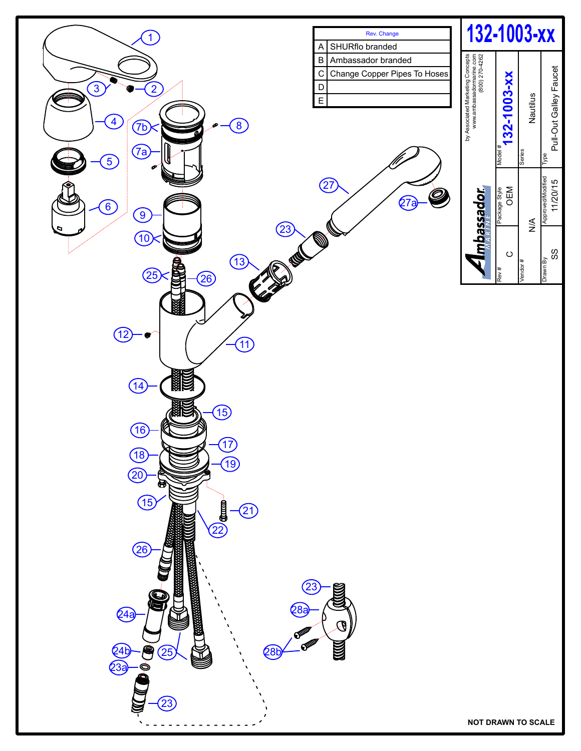# 132-1003-xx

| Rev. | Change |
|---|---|
| A | SHURflo branded |
| B | Ambassador branded |
| C | Change Copper Pipes To Hoses |
| D | |
| E | |

by Associated Marketing Concepts
www.ambassadormarine.com
(800) 270-4262

Ambassador MARINE

| Model # | 132-1003-xx |
|---|---|
| Series | Nautilus |
| Type | Pull-Out Galley Faucet |
| Rev # | C |
| Package Style | OEM |
| Vendor # | N/A |
| Drawn By | SS |
| Approved/Modified | 11/20/15 |

1, 2, 3, 4, 5, 6, 7a, 7b, 8, 9, 10, 11, 12, 13, 14, 15, 16, 17, 18, 19, 20, 21, 22, 23, 23a, 24a, 24b, 25, 26, 27, 27a, 28a, 28b

**NOT DRAWN TO SCALE**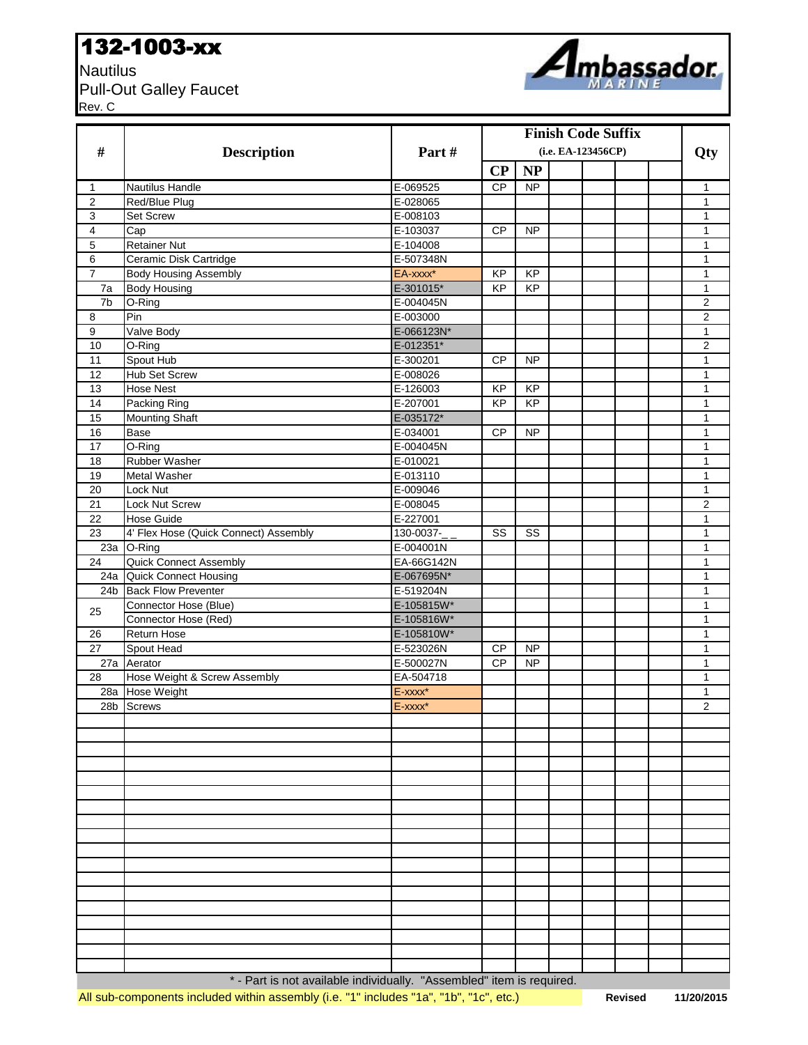# 132-1003-xx

Nautilus
Pull-Out Galley Faucet
Rev. C

Ambassador MARINE

| # | Description | Part # | Finish Code Suffix (i.e. EA-123456CP) | | | | | | Qty |
|---|---|---|---|---|---|---|---|---|---|
| | | | CP | NP | | | | | |
| 1 | Nautilus Handle | E-069525 | CP | NP | | | | | 1 |
| 2 | Red/Blue Plug | E-028065 | | | | | | | 1 |
| 3 | Set Screw | E-008103 | | | | | | | 1 |
| 4 | Cap | E-103037 | CP | NP | | | | | 1 |
| 5 | Retainer Nut | E-104008 | | | | | | | 1 |
| 6 | Ceramic Disk Cartridge | E-507348N | | | | | | | 1 |
| 7 | Body Housing Assembly | EA-xxxx* | KP | KP | | | | | 1 |
| 7a | Body Housing | E-301015* | KP | KP | | | | | 1 |
| 7b | O-Ring | E-004045N | | | | | | | 2 |
| 8 | Pin | E-003000 | | | | | | | 2 |
| 9 | Valve Body | E-066123N* | | | | | | | 1 |
| 10 | O-Ring | E-012351* | | | | | | | 2 |
| 11 | Spout Hub | E-300201 | CP | NP | | | | | 1 |
| 12 | Hub Set Screw | E-008026 | | | | | | | 1 |
| 13 | Hose Nest | E-126003 | KP | KP | | | | | 1 |
| 14 | Packing Ring | E-207001 | KP | KP | | | | | 1 |
| 15 | Mounting Shaft | E-035172* | | | | | | | 1 |
| 16 | Base | E-034001 | CP | NP | | | | | 1 |
| 17 | O-Ring | E-004045N | | | | | | | 1 |
| 18 | Rubber Washer | E-010021 | | | | | | | 1 |
| 19 | Metal Washer | E-013110 | | | | | | | 1 |
| 20 | Lock Nut | E-009046 | | | | | | | 1 |
| 21 | Lock Nut Screw | E-008045 | | | | | | | 2 |
| 22 | Hose Guide | E-227001 | | | | | | | 1 |
| 23 | 4' Flex Hose (Quick Connect) Assembly | 130-0037-_ _ | SS | SS | | | | | 1 |
| 23a | O-Ring | E-004001N | | | | | | | 1 |
| 24 | Quick Connect Assembly | EA-66G142N | | | | | | | 1 |
| 24a | Quick Connect Housing | E-067695N* | | | | | | | 1 |
| 24b | Back Flow Preventer | E-519204N | | | | | | | 1 |
| 25 | Connector Hose (Blue) | E-105815W* | | | | | | | 1 |
| | Connector Hose (Red) | E-105816W* | | | | | | | 1 |
| 26 | Return Hose | E-105810W* | | | | | | | 1 |
| 27 | Spout Head | E-523026N | CP | NP | | | | | 1 |
| 27a | Aerator | E-500027N | CP | NP | | | | | 1 |
| 28 | Hose Weight & Screw Assembly | EA-504718 | | | | | | | 1 |
| 28a | Hose Weight | E-xxxx* | | | | | | | 1 |
| 28b | Screws | E-xxxx* | | | | | | | 2 |

\* - Part is not available individually. "Assembled" item is required.

All sub-components included within assembly (i.e. "1" includes "1a", "1b", "1c", etc.)

**Revised** **11/20/2015**